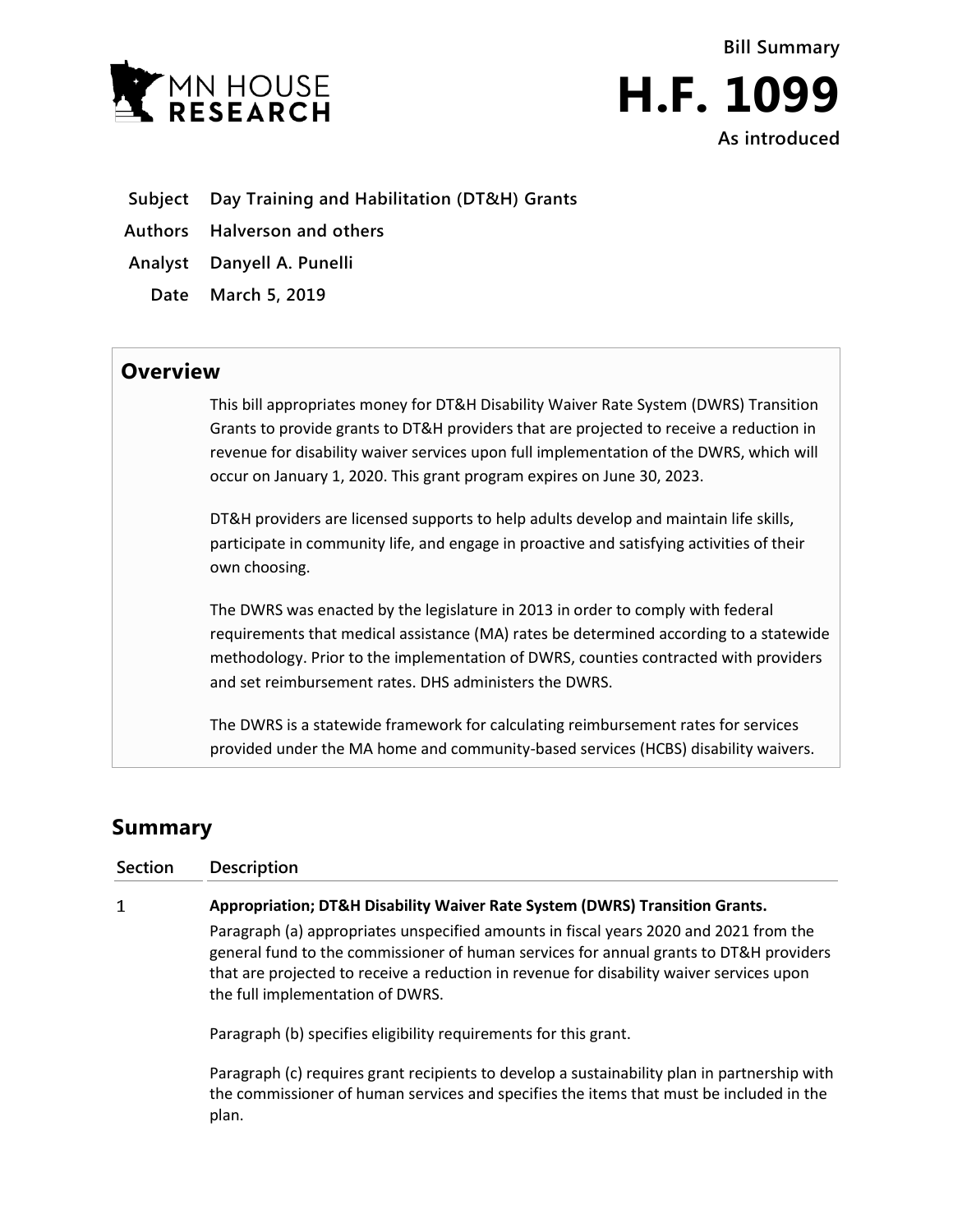MN HOUSE RESEARCH

# Bill Summary

# H.F. 1099

**As introduced**

**Subject** Day Training and Habilitation (DT&H) Grants

**Authors** Halverson and others

**Analyst** Danyell A. Punelli

**Date** March 5, 2019

## Overview

This bill appropriates money for DT&H Disability Waiver Rate System (DWRS) Transition Grants to provide grants to DT&H providers that are projected to receive a reduction in revenue for disability waiver services upon full implementation of the DWRS, which will occur on January 1, 2020. This grant program expires on June 30, 2023.

DT&H providers are licensed supports to help adults develop and maintain life skills, participate in community life, and engage in proactive and satisfying activities of their own choosing.

The DWRS was enacted by the legislature in 2013 in order to comply with federal requirements that medical assistance (MA) rates be determined according to a statewide methodology. Prior to the implementation of DWRS, counties contracted with providers and set reimbursement rates. DHS administers the DWRS.

The DWRS is a statewide framework for calculating reimbursement rates for services provided under the MA home and community-based services (HCBS) disability waivers.

## Summary

| Section | Description |
| --- | --- |
| 1 | **Appropriation; DT&H Disability Waiver Rate System (DWRS) Transition Grants.** Paragraph (a) appropriates unspecified amounts in fiscal years 2020 and 2021 from the general fund to the commissioner of human services for annual grants to DT&H providers that are projected to receive a reduction in revenue for disability waiver services upon the full implementation of DWRS. Paragraph (b) specifies eligibility requirements for this grant. Paragraph (c) requires grant recipients to develop a sustainability plan in partnership with the commissioner of human services and specifies the items that must be included in the plan. |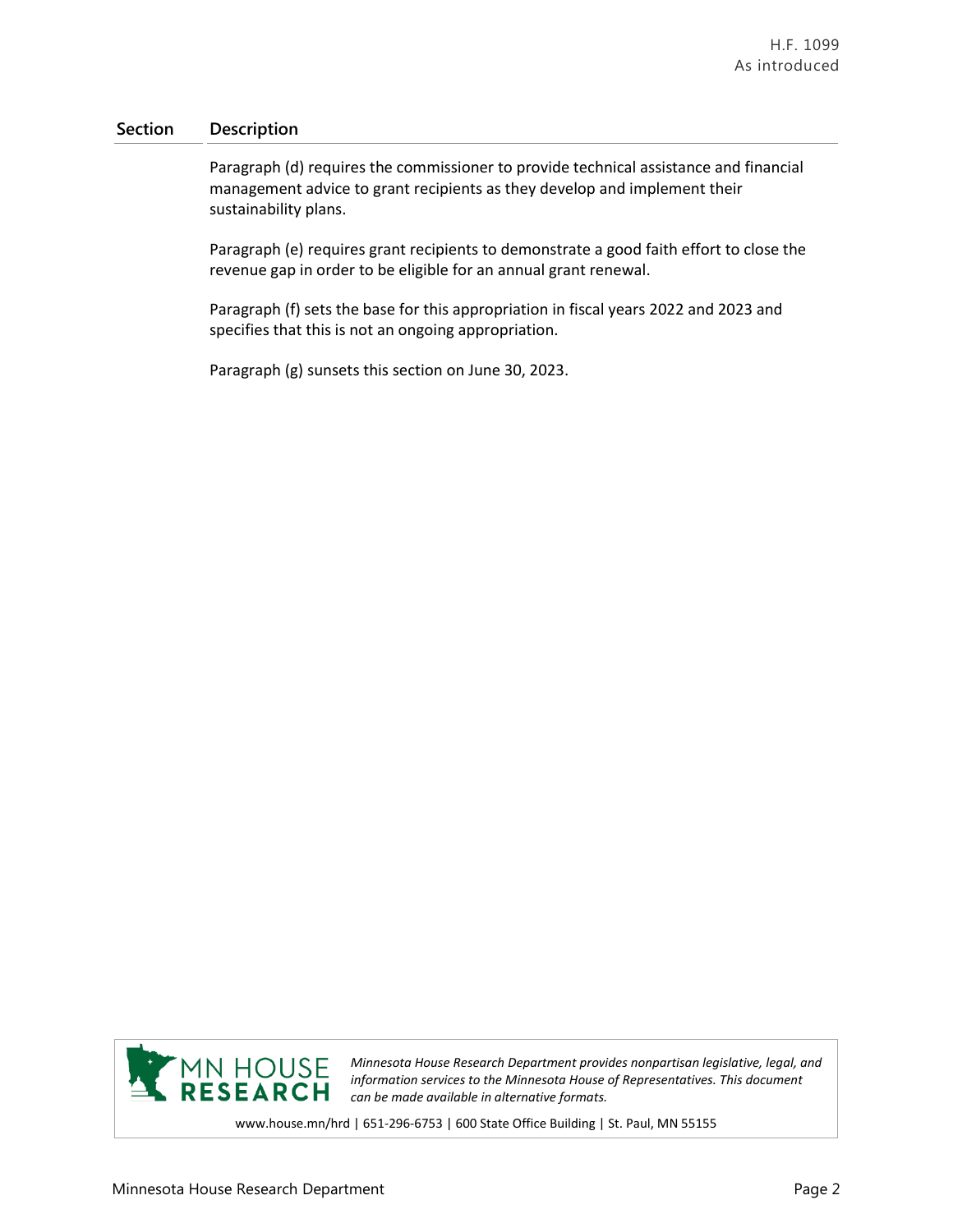| Section | Description |
|---|---|
| | Paragraph (d) requires the commissioner to provide technical assistance and financial management advice to grant recipients as they develop and implement their sustainability plans. |
| | Paragraph (e) requires grant recipients to demonstrate a good faith effort to close the revenue gap in order to be eligible for an annual grant renewal. |
| | Paragraph (f) sets the base for this appropriation in fiscal years 2022 and 2023 and specifies that this is not an ongoing appropriation. |
| | Paragraph (g) sunsets this section on June 30, 2023. |

MN HOUSE RESEARCH

*Minnesota House Research Department provides nonpartisan legislative, legal, and information services to the Minnesota House of Representatives. This document can be made available in alternative formats.*

www.house.mn/hrd | 651-296-6753 | 600 State Office Building | St. Paul, MN 55155